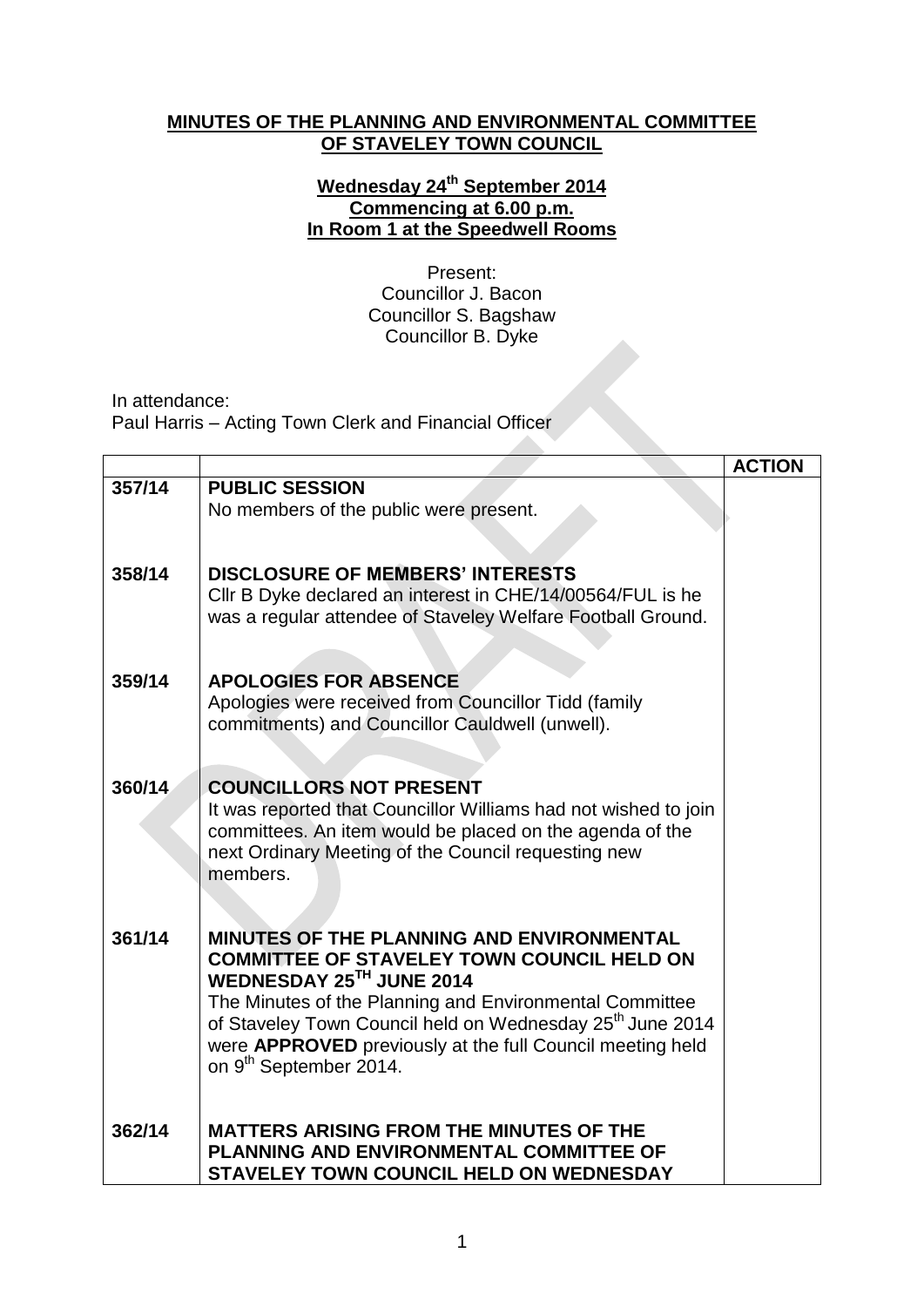# MINUTES OF THE PLANNING AND ENVIRONMENTAL COMMITTEE OF STAVELEY TOWN COUNCIL

## Wednesday 24th September 2014
## Commencing at 6.00 p.m.
## In Room 1 at the Speedwell Rooms

Present:
Councillor J. Bacon
Councillor S. Bagshaw
Councillor B. Dyke

In attendance:
Paul Harris – Acting Town Clerk and Financial Officer

| | | ACTION |
|---|---|---|
| 357/14 | **PUBLIC SESSION**<br>No members of the public were present. | |
| 358/14 | **DISCLOSURE OF MEMBERS' INTERESTS**<br>Cllr B Dyke declared an interest in CHE/14/00564/FUL is he was a regular attendee of Staveley Welfare Football Ground. | |
| 359/14 | **APOLOGIES FOR ABSENCE**<br>Apologies were received from Councillor Tidd (family commitments) and Councillor Cauldwell (unwell). | |
| 360/14 | **COUNCILLORS NOT PRESENT**<br>It was reported that Councillor Williams had not wished to join committees. An item would be placed on the agenda of the next Ordinary Meeting of the Council requesting new members. | |
| 361/14 | **MINUTES OF THE PLANNING AND ENVIRONMENTAL COMMITTEE OF STAVELEY TOWN COUNCIL HELD ON WEDNESDAY 25TH JUNE 2014**<br>The Minutes of the Planning and Environmental Committee of Staveley Town Council held on Wednesday 25th June 2014 were **APPROVED** previously at the full Council meeting held on 9th September 2014. | |
| 362/14 | **MATTERS ARISING FROM THE MINUTES OF THE PLANNING AND ENVIRONMENTAL COMMITTEE OF STAVELEY TOWN COUNCIL HELD ON WEDNESDAY** | |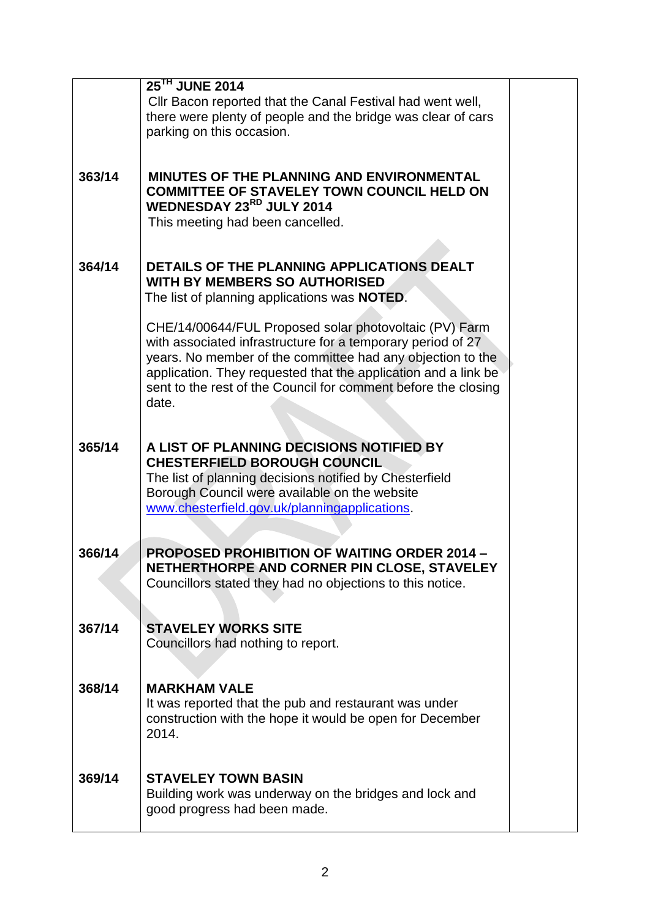| | | |
|---|---|---|
| | **25TH JUNE 2014**<br>Cllr Bacon reported that the Canal Festival had went well, there were plenty of people and the bridge was clear of cars parking on this occasion. | |
| 363/14 | **MINUTES OF THE PLANNING AND ENVIRONMENTAL COMMITTEE OF STAVELEY TOWN COUNCIL HELD ON WEDNESDAY 23RD JULY 2014**<br>This meeting had been cancelled. | |
| 364/14 | **DETAILS OF THE PLANNING APPLICATIONS DEALT WITH BY MEMBERS SO AUTHORISED**<br>The list of planning applications was **NOTED**.<br><br>CHE/14/00644/FUL Proposed solar photovoltaic (PV) Farm with associated infrastructure for a temporary period of 27 years. No member of the committee had any objection to the application. They requested that the application and a link be sent to the rest of the Council for comment before the closing date. | |
| 365/14 | **A LIST OF PLANNING DECISIONS NOTIFIED BY CHESTERFIELD BOROUGH COUNCIL**<br>The list of planning decisions notified by Chesterfield Borough Council were available on the website www.chesterfield.gov.uk/planningapplications. | |
| 366/14 | **PROPOSED PROHIBITION OF WAITING ORDER 2014 – NETHERTHORPE AND CORNER PIN CLOSE, STAVELEY**<br>Councillors stated they had no objections to this notice. | |
| 367/14 | **STAVELEY WORKS SITE**<br>Councillors had nothing to report. | |
| 368/14 | **MARKHAM VALE**<br>It was reported that the pub and restaurant was under construction with the hope it would be open for December 2014. | |
| 369/14 | **STAVELEY TOWN BASIN**<br>Building work was underway on the bridges and lock and good progress had been made. | |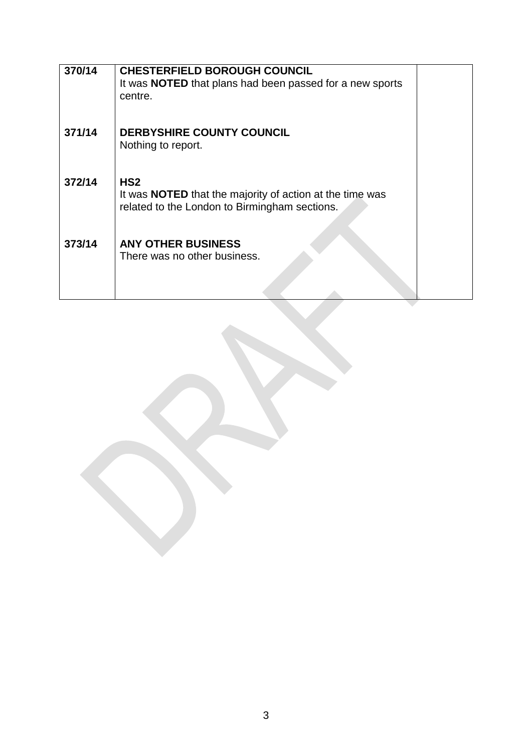| | | |
|---|---|---|
| **370/14** | **CHESTERFIELD BOROUGH COUNCIL**<br>It was **NOTED** that plans had been passed for a new sports centre. | |
| **371/14** | **DERBYSHIRE COUNTY COUNCIL**<br>Nothing to report. | |
| **372/14** | **HS2**<br>It was **NOTED** that the majority of action at the time was related to the London to Birmingham sections. | |
| **373/14** | **ANY OTHER BUSINESS**<br>There was no other business. | |

DRAFT